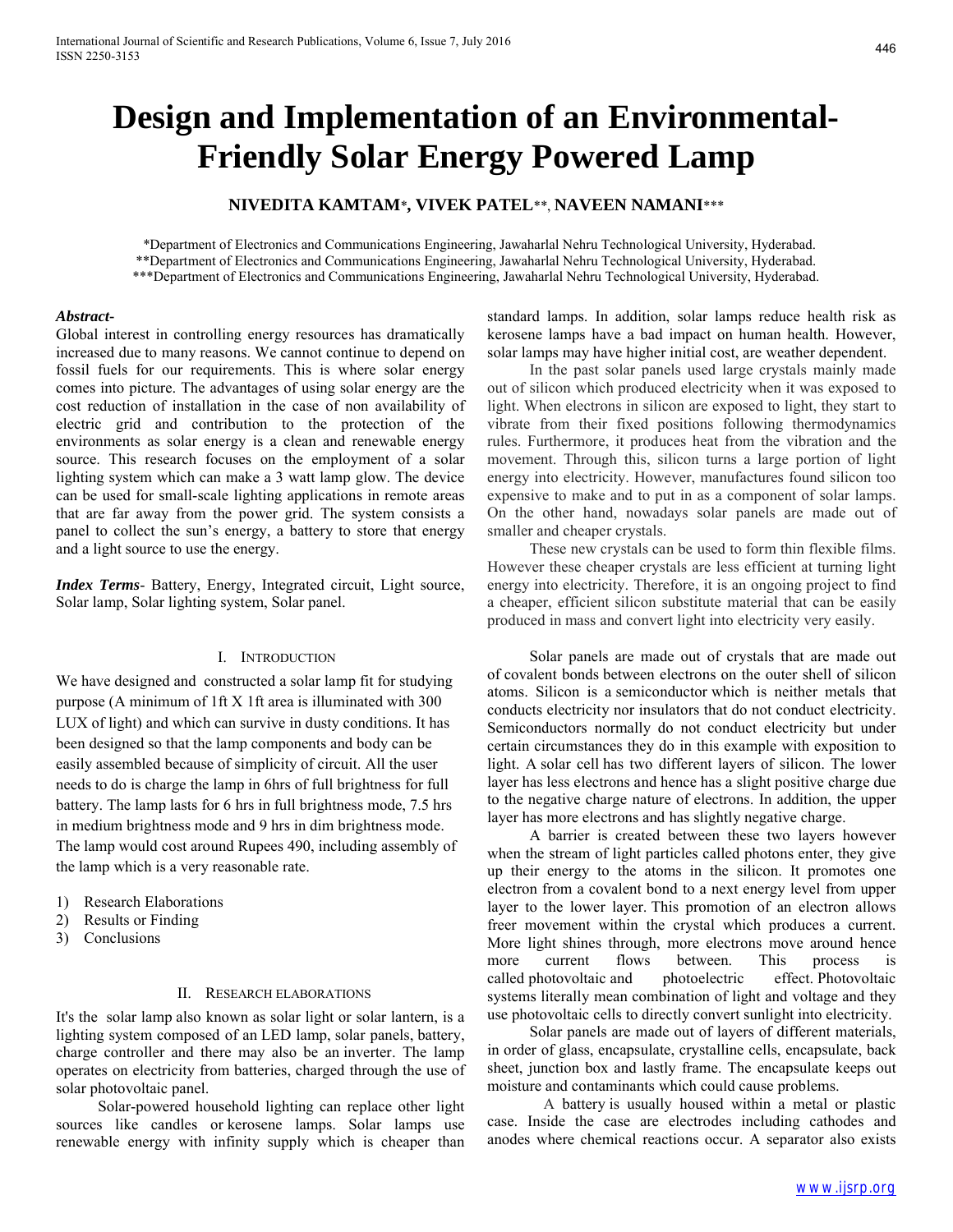# Design and Implementation of an Environmental-Friendly Solar Energy Powered Lamp

**NIVEDITA KAMTAM*, VIVEK PATEL**, NAVEEN NAMANI*****

*Department of Electronics and Communications Engineering, Jawaharlal Nehru Technological University, Hyderabad.
**Department of Electronics and Communications Engineering, Jawaharlal Nehru Technological University, Hyderabad.
***Department of Electronics and Communications Engineering, Jawaharlal Nehru Technological University, Hyderabad.

***Abstract-***
Global interest in controlling energy resources has dramatically increased due to many reasons. We cannot continue to depend on fossil fuels for our requirements. This is where solar energy comes into picture. The advantages of using solar energy are the cost reduction of installation in the case of non availability of electric grid and contribution to the protection of the environments as solar energy is a clean and renewable energy source. This research focuses on the employment of a solar lighting system which can make a 3 watt lamp glow. The device can be used for small-scale lighting applications in remote areas that are far away from the power grid. The system consists a panel to collect the sun's energy, a battery to store that energy and a light source to use the energy.

***Index Terms***- Battery, Energy, Integrated circuit, Light source, Solar lamp, Solar lighting system, Solar panel.

## I. Introduction

We have designed and constructed a solar lamp fit for studying purpose (A minimum of 1ft X 1ft area is illuminated with 300 LUX of light) and which can survive in dusty conditions. It has been designed so that the lamp components and body can be easily assembled because of simplicity of circuit. All the user needs to do is charge the lamp in 6hrs of full brightness for full battery. The lamp lasts for 6 hrs in full brightness mode, 7.5 hrs in medium brightness mode and 9 hrs in dim brightness mode. The lamp would cost around Rupees 490, including assembly of the lamp which is a very reasonable rate.

1) Research Elaborations
2) Results or Finding
3) Conclusions

## II. Research Elaborations

It's the solar lamp also known as solar light or solar lantern, is a lighting system composed of an LED lamp, solar panels, battery, charge controller and there may also be an inverter. The lamp operates on electricity from batteries, charged through the use of solar photovoltaic panel.

Solar-powered household lighting can replace other light sources like candles or kerosene lamps. Solar lamps use renewable energy with infinity supply which is cheaper than standard lamps. In addition, solar lamps reduce health risk as kerosene lamps have a bad impact on human health. However, solar lamps may have higher initial cost, are weather dependent.

In the past solar panels used large crystals mainly made out of silicon which produced electricity when it was exposed to light. When electrons in silicon are exposed to light, they start to vibrate from their fixed positions following thermodynamics rules. Furthermore, it produces heat from the vibration and the movement. Through this, silicon turns a large portion of light energy into electricity. However, manufactures found silicon too expensive to make and to put in as a component of solar lamps. On the other hand, nowadays solar panels are made out of smaller and cheaper crystals.

These new crystals can be used to form thin flexible films. However these cheaper crystals are less efficient at turning light energy into electricity. Therefore, it is an ongoing project to find a cheaper, efficient silicon substitute material that can be easily produced in mass and convert light into electricity very easily.

Solar panels are made out of crystals that are made out of covalent bonds between electrons on the outer shell of silicon atoms. Silicon is a semiconductor which is neither metals that conducts electricity nor insulators that do not conduct electricity. Semiconductors normally do not conduct electricity but under certain circumstances they do in this example with exposition to light. A solar cell has two different layers of silicon. The lower layer has less electrons and hence has a slight positive charge due to the negative charge nature of electrons. In addition, the upper layer has more electrons and has slightly negative charge.

A barrier is created between these two layers however when the stream of light particles called photons enter, they give up their energy to the atoms in the silicon. It promotes one electron from a covalent bond to a next energy level from upper layer to the lower layer. This promotion of an electron allows freer movement within the crystal which produces a current. More light shines through, more electrons move around hence more current flows between. This process is called photovoltaic and photoelectric effect. Photovoltaic systems literally mean combination of light and voltage and they use photovoltaic cells to directly convert sunlight into electricity.

Solar panels are made out of layers of different materials, in order of glass, encapsulate, crystalline cells, encapsulate, back sheet, junction box and lastly frame. The encapsulate keeps out moisture and contaminants which could cause problems.

A battery is usually housed within a metal or plastic case. Inside the case are electrodes including cathodes and anodes where chemical reactions occur. A separator also exists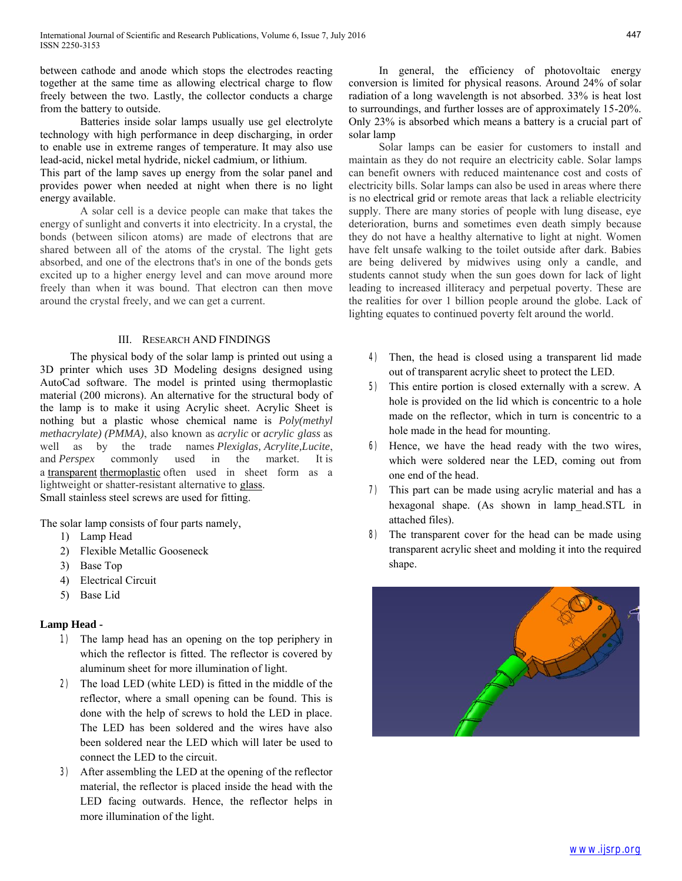between cathode and anode which stops the electrodes reacting together at the same time as allowing electrical charge to flow freely between the two. Lastly, the collector conducts a charge from the battery to outside.

Batteries inside solar lamps usually use gel electrolyte technology with high performance in deep discharging, in order to enable use in extreme ranges of temperature. It may also use lead-acid, nickel metal hydride, nickel cadmium, or lithium.
This part of the lamp saves up energy from the solar panel and provides power when needed at night when there is no light energy available.

A solar cell is a device people can make that takes the energy of sunlight and converts it into electricity. In a crystal, the bonds (between silicon atoms) are made of electrons that are shared between all of the atoms of the crystal. The light gets absorbed, and one of the electrons that's in one of the bonds gets excited up to a higher energy level and can move around more freely than when it was bound. That electron can then move around the crystal freely, and we can get a current.

## III. Research and Findings

The physical body of the solar lamp is printed out using a 3D printer which uses 3D Modeling designs designed using AutoCad software. The model is printed using thermoplastic material (200 microns). An alternative for the structural body of the lamp is to make it using Acrylic sheet. Acrylic Sheet is nothing but a plastic whose chemical name is *Poly(methyl methacrylate) (PMMA)*, also known as *acrylic* or *acrylic glass* as well as by the trade names *Plexiglas, Acrylite,Lucite*, and *Perspex* commonly used in the market. It is a transparent thermoplastic often used in sheet form as a lightweight or shatter-resistant alternative to glass.
Small stainless steel screws are used for fitting.

The solar lamp consists of four parts namely,

1) Lamp Head
2) Flexible Metallic Gooseneck
3) Base Top
4) Electrical Circuit
5) Base Lid

**Lamp Head -**

1) The lamp head has an opening on the top periphery in which the reflector is fitted. The reflector is covered by aluminum sheet for more illumination of light.
2) The load LED (white LED) is fitted in the middle of the reflector, where a small opening can be found. This is done with the help of screws to hold the LED in place. The LED has been soldered and the wires have also been soldered near the LED which will later be used to connect the LED to the circuit.
3) After assembling the LED at the opening of the reflector material, the reflector is placed inside the head with the LED facing outwards. Hence, the reflector helps in more illumination of the light.
4) Then, the head is closed using a transparent lid made out of transparent acrylic sheet to protect the LED.
5) This entire portion is closed externally with a screw. A hole is provided on the lid which is concentric to a hole made on the reflector, which in turn is concentric to a hole made in the head for mounting.
6) Hence, we have the head ready with the two wires, which were soldered near the LED, coming out from one end of the head.
7) This part can be made using acrylic material and has a hexagonal shape. (As shown in lamp_head.STL in attached files).
8) The transparent cover for the head can be made using transparent acrylic sheet and molding it into the required shape.

In general, the efficiency of photovoltaic energy conversion is limited for physical reasons. Around 24% of solar radiation of a long wavelength is not absorbed. 33% is heat lost to surroundings, and further losses are of approximately 15-20%. Only 23% is absorbed which means a battery is a crucial part of solar lamp

Solar lamps can be easier for customers to install and maintain as they do not require an electricity cable. Solar lamps can benefit owners with reduced maintenance cost and costs of electricity bills. Solar lamps can also be used in areas where there is no electrical grid or remote areas that lack a reliable electricity supply. There are many stories of people with lung disease, eye deterioration, burns and sometimes even death simply because they do not have a healthy alternative to light at night. Women have felt unsafe walking to the toilet outside after dark. Babies are being delivered by midwives using only a candle, and students cannot study when the sun goes down for lack of light leading to increased illiteracy and perpetual poverty. These are the realities for over 1 billion people around the globe. Lack of lighting equates to continued poverty felt around the world.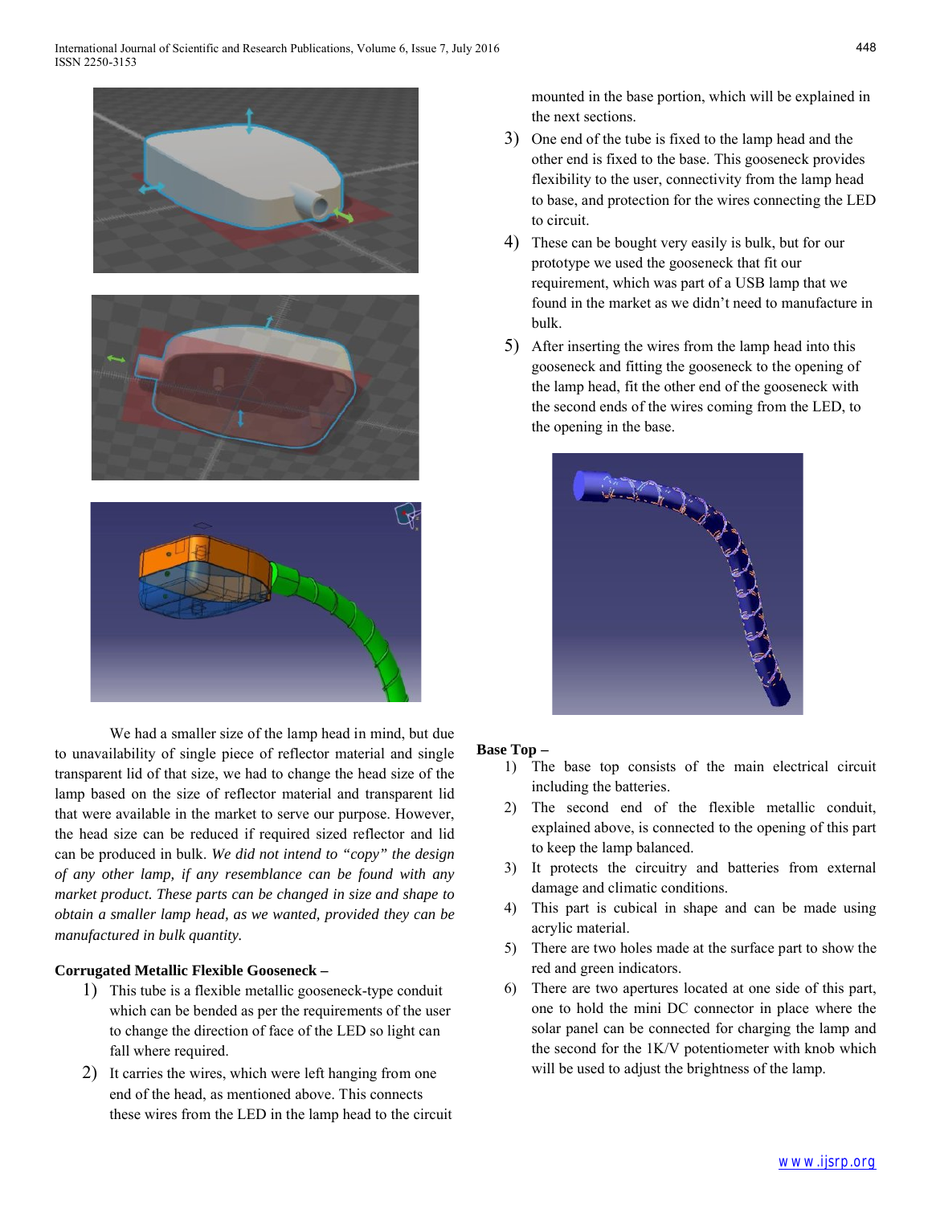We had a smaller size of the lamp head in mind, but due to unavailability of single piece of reflector material and single transparent lid of that size, we had to change the head size of the lamp based on the size of reflector material and transparent lid that were available in the market to serve our purpose. However, the head size can be reduced if required sized reflector and lid can be produced in bulk. *We did not intend to "copy" the design of any other lamp, if any resemblance can be found with any market product. These parts can be changed in size and shape to obtain a smaller lamp head, as we wanted, provided they can be manufactured in bulk quantity.*

**Corrugated Metallic Flexible Gooseneck –**

1) This tube is a flexible metallic gooseneck-type conduit which can be bended as per the requirements of the user to change the direction of face of the LED so light can fall where required.
2) It carries the wires, which were left hanging from one end of the head, as mentioned above. This connects these wires from the LED in the lamp head to the circuit mounted in the base portion, which will be explained in the next sections.
3) One end of the tube is fixed to the lamp head and the other end is fixed to the base. This gooseneck provides flexibility to the user, connectivity from the lamp head to base, and protection for the wires connecting the LED to circuit.
4) These can be bought very easily is bulk, but for our prototype we used the gooseneck that fit our requirement, which was part of a USB lamp that we found in the market as we didn't need to manufacture in bulk.
5) After inserting the wires from the lamp head into this gooseneck and fitting the gooseneck to the opening of the lamp head, fit the other end of the gooseneck with the second ends of the wires coming from the LED, to the opening in the base.

**Base Top –**

1) The base top consists of the main electrical circuit including the batteries.
2) The second end of the flexible metallic conduit, explained above, is connected to the opening of this part to keep the lamp balanced.
3) It protects the circuitry and batteries from external damage and climatic conditions.
4) This part is cubical in shape and can be made using acrylic material.
5) There are two holes made at the surface part to show the red and green indicators.
6) There are two apertures located at one side of this part, one to hold the mini DC connector in place where the solar panel can be connected for charging the lamp and the second for the 1K/V potentiometer with knob which will be used to adjust the brightness of the lamp.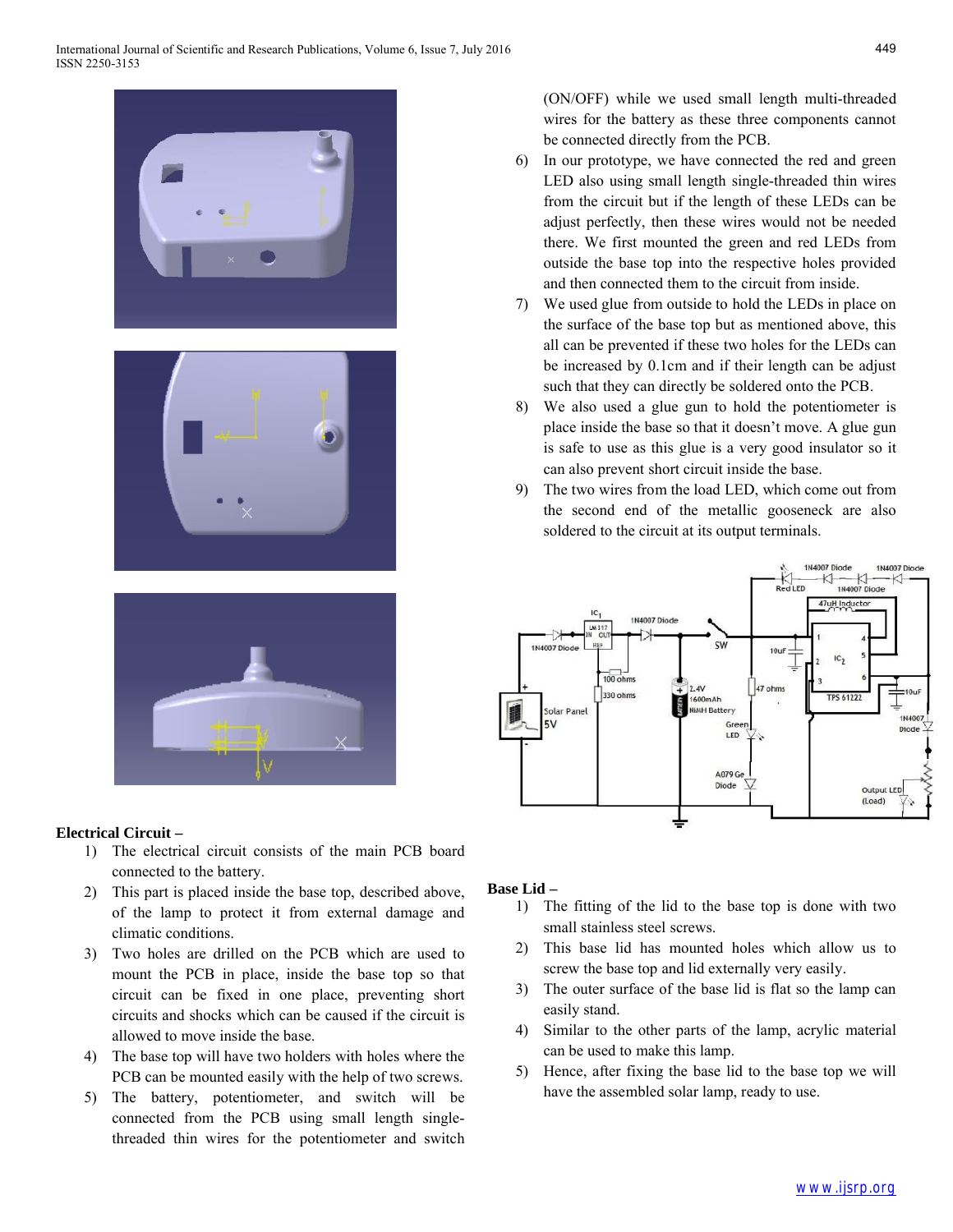### Electrical Circuit –

1) The electrical circuit consists of the main PCB board connected to the battery.
2) This part is placed inside the base top, described above, of the lamp to protect it from external damage and climatic conditions.
3) Two holes are drilled on the PCB which are used to mount the PCB in place, inside the base top so that circuit can be fixed in one place, preventing short circuits and shocks which can be caused if the circuit is allowed to move inside the base.
4) The base top will have two holders with holes where the PCB can be mounted easily with the help of two screws.
5) The battery, potentiometer, and switch will be connected from the PCB using small length single-threaded thin wires for the potentiometer and switch (ON/OFF) while we used small length multi-threaded wires for the battery as these three components cannot be connected directly from the PCB.
6) In our prototype, we have connected the red and green LED also using small length single-threaded thin wires from the circuit but if the length of these LEDs can be adjust perfectly, then these wires would not be needed there. We first mounted the green and red LEDs from outside the base top into the respective holes provided and then connected them to the circuit from inside.
7) We used glue from outside to hold the LEDs in place on the surface of the base top but as mentioned above, this all can be prevented if these two holes for the LEDs can be increased by 0.1cm and if their length can be adjust such that they can directly be soldered onto the PCB.
8) We also used a glue gun to hold the potentiometer is place inside the base so that it doesn't move. A glue gun is safe to use as this glue is a very good insulator so it can also prevent short circuit inside the base.
9) The two wires from the load LED, which come out from the second end of the metallic gooseneck are also soldered to the circuit at its output terminals.

### Base Lid –

1) The fitting of the lid to the base top is done with two small stainless steel screws.
2) This base lid has mounted holes which allow us to screw the base top and lid externally very easily.
3) The outer surface of the base lid is flat so the lamp can easily stand.
4) Similar to the other parts of the lamp, acrylic material can be used to make this lamp.
5) Hence, after fixing the base lid to the base top we will have the assembled solar lamp, ready to use.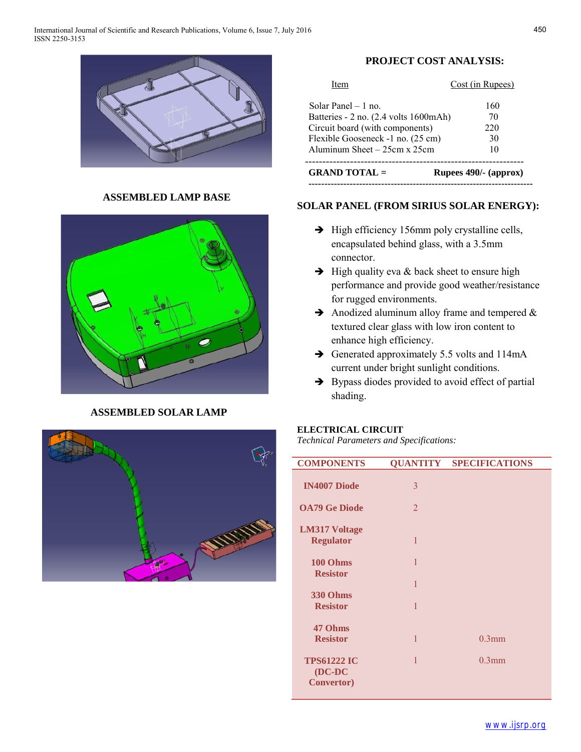ASSEMBLED LAMP BASE

ASSEMBLED SOLAR LAMP

**PROJECT COST ANALYSIS:**

| Item | Cost (in Rupees) |
|---|---|
| Solar Panel – 1 no. | 160 |
| Batteries - 2 no. (2.4 volts 1600mAh) | 70 |
| Circuit board (with components) | 220 |
| Flexible Gooseneck -1 no. (25 cm) | 30 |
| Aluminum Sheet – 25cm x 25cm | 10 |
| **GRAND TOTAL =** | **Rupees 490/- (approx)** |

**SOLAR PANEL (FROM SIRIUS SOLAR ENERGY):**

- High efficiency 156mm poly crystalline cells, encapsulated behind glass, with a 3.5mm connector.
- High quality eva & back sheet to ensure high performance and provide good weather/resistance for rugged environments.
- Anodized aluminum alloy frame and tempered & textured clear glass with low iron content to enhance high efficiency.
- Generated approximately 5.5 volts and 114mA current under bright sunlight conditions.
- Bypass diodes provided to avoid effect of partial shading.

**ELECTRICAL CIRCUIT**

*Technical Parameters and Specifications:*

| COMPONENTS | QUANTITY | SPECIFICATIONS |
|---|---|---|
| IN4007 Diode | 3 | |
| OA79 Ge Diode | 2 | |
| LM317 Voltage Regulator | 1 | |
| 100 Ohms Resistor | 1 | |
| | 1 | |
| 330 Ohms Resistor | 1 | |
| 47 Ohms Resistor | 1 | 0.3mm |
| TPS61222 IC (DC-DC Convertor) | 1 | 0.3mm |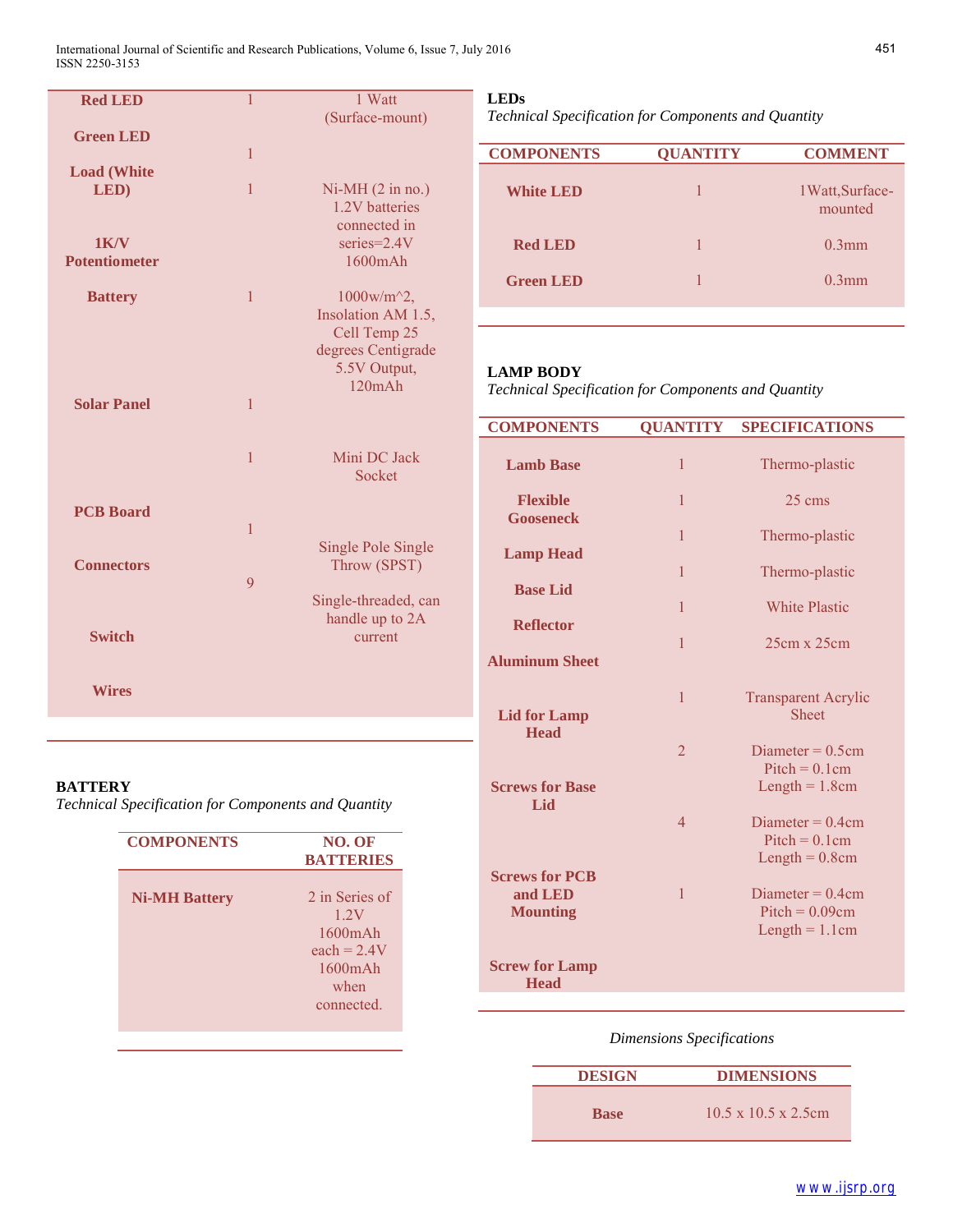| | | |
|---|---|---|
| **Red LED** | 1 | 1 Watt (Surface-mount) |
| **Green LED** | | |
| | 1 | |
| **Load (White LED)** | 1 | Ni-MH (2 in no.) 1.2V batteries connected in series=2.4V 1600mAh |
| **1K/V Potentiometer** | | |
| **Battery** | 1 | 1000w/m^2, Insolation AM 1.5, Cell Temp 25 degrees Centigrade 5.5V Output, 120mAh |
| **Solar Panel** | 1 | |
| | 1 | Mini DC Jack Socket |
| **PCB Board** | | |
| | 1 | |
| **Connectors** | | Single Pole Single Throw (SPST) |
| | 9 | |
| | | Single-threaded, can handle up to 2A current |
| **Switch** | | |
| **Wires** | | |

**BATTERY**

*Technical Specification for Components and Quantity*

| COMPONENTS | NO. OF BATTERIES |
|---|---|
| **Ni-MH Battery** | 2 in Series of 1.2V 1600mAh each = 2.4V 1600mAh when connected. |

**LEDs**

*Technical Specification for Components and Quantity*

| COMPONENTS | QUANTITY | COMMENT |
|---|---|---|
| **White LED** | 1 | 1Watt,Surface-mounted |
| **Red LED** | 1 | 0.3mm |
| **Green LED** | 1 | 0.3mm |

**LAMP BODY**

*Technical Specification for Components and Quantity*

| COMPONENTS | QUANTITY | SPECIFICATIONS |
|---|---|---|
| **Lamb Base** | 1 | Thermo-plastic |
| **Flexible Gooseneck** | 1 | 25 cms |
| **Lamp Head** | 1 | Thermo-plastic |
| **Base Lid** | 1 | Thermo-plastic |
| **Reflector** | 1 | White Plastic |
| **Aluminum Sheet** | 1 | 25cm x 25cm |
| **Lid for Lamp Head** | 1 | Transparent Acrylic Sheet |
| **Screws for Base Lid** | 2 | Diameter = 0.5cm Pitch = 0.1cm Length = 1.8cm |
| **Screws for PCB and LED Mounting** | 4 | Diameter = 0.4cm Pitch = 0.1cm Length = 0.8cm |
| **Screw for Lamp Head** | 1 | Diameter = 0.4cm Pitch = 0.09cm Length = 1.1cm |

*Dimensions Specifications*

| DESIGN | DIMENSIONS |
|---|---|
| **Base** | 10.5 x 10.5 x 2.5cm |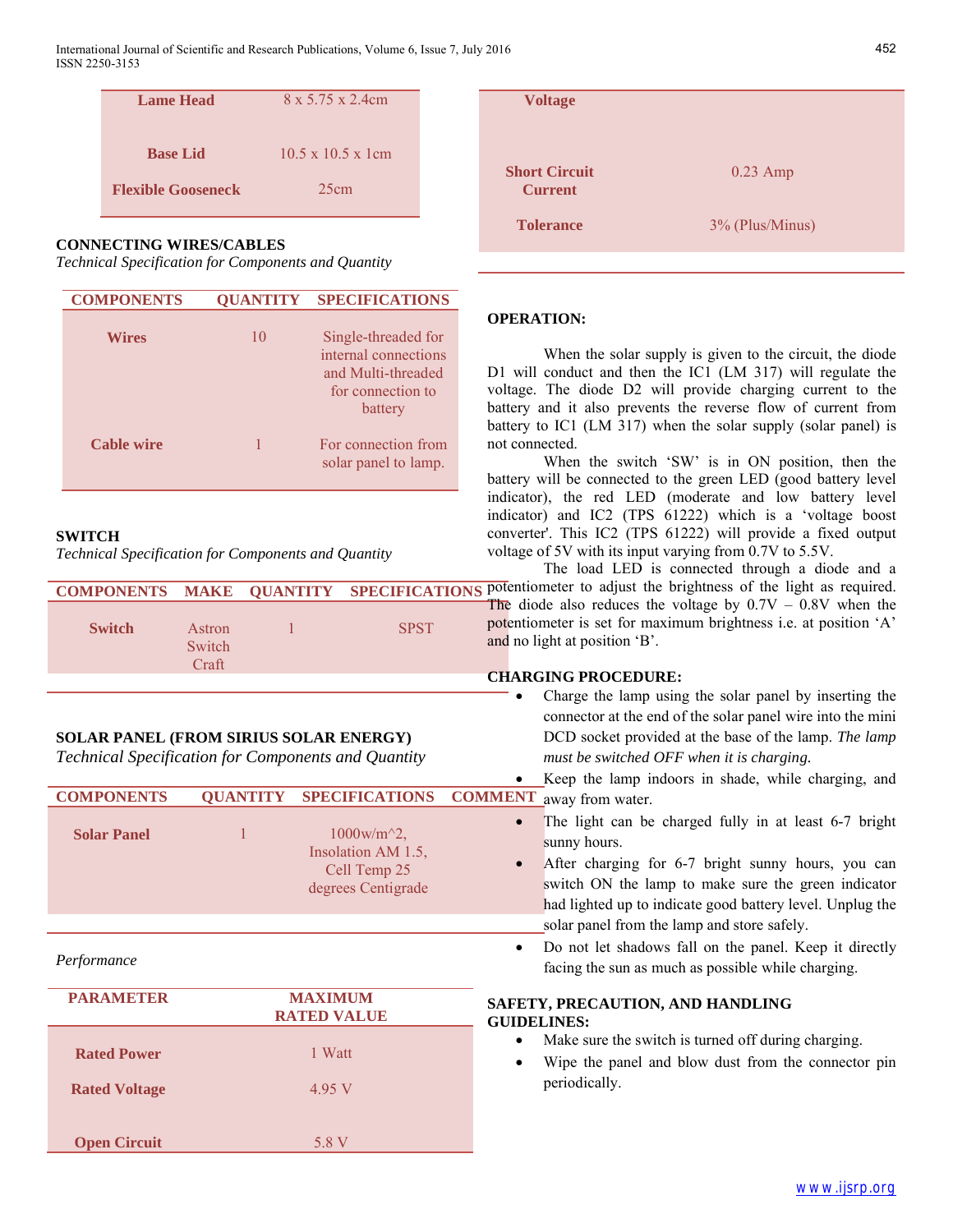| | |
|---|---|
| **Lame Head** | 8 x 5.75 x 2.4cm |
| **Base Lid** | 10.5 x 10.5 x 1cm |
| **Flexible Gooseneck** | 25cm |

**CONNECTING WIRES/CABLES**

*Technical Specification for Components and Quantity*

| COMPONENTS | QUANTITY | SPECIFICATIONS |
|---|---|---|
| **Wires** | 10 | Single-threaded for internal connections and Multi-threaded for connection to battery |
| **Cable wire** | 1 | For connection from solar panel to lamp. |

**SWITCH**

*Technical Specification for Components and Quantity*

| COMPONENTS | MAKE | QUANTITY | SPECIFICATIONS |
|---|---|---|---|
| **Switch** | Astron Switch Craft | 1 | SPST |

**SOLAR PANEL (FROM SIRIUS SOLAR ENERGY)**

*Technical Specification for Components and Quantity*

| COMPONENTS | QUANTITY | SPECIFICATIONS | COMMENT |
|---|---|---|---|
| **Solar Panel** | 1 | 1000w/m^2, Insolation AM 1.5, Cell Temp 25 degrees Centigrade | |

*Performance*

| PARAMETER | MAXIMUM RATED VALUE |
|---|---|
| **Rated Power** | 1 Watt |
| **Rated Voltage** | 4.95 V |
| **Open Circuit Voltage** | 5.8 V |
| **Short Circuit Current** | 0.23 Amp |
| **Tolerance** | 3% (Plus/Minus) |

**OPERATION:**

When the solar supply is given to the circuit, the diode D1 will conduct and then the IC1 (LM 317) will regulate the voltage. The diode D2 will provide charging current to the battery and it also prevents the reverse flow of current from battery to IC1 (LM 317) when the solar supply (solar panel) is not connected.

When the switch 'SW' is in ON position, then the battery will be connected to the green LED (good battery level indicator), the red LED (moderate and low battery level indicator) and IC2 (TPS 61222) which is a 'voltage boost converter'. This IC2 (TPS 61222) will provide a fixed output voltage of 5V with its input varying from 0.7V to 5.5V.

The load LED is connected through a diode and a potentiometer to adjust the brightness of the light as required. The diode also reduces the voltage by 0.7V – 0.8V when the potentiometer is set for maximum brightness i.e. at position 'A' and no light at position 'B'.

**CHARGING PROCEDURE:**

- Charge the lamp using the solar panel by inserting the connector at the end of the solar panel wire into the mini DCD socket provided at the base of the lamp. *The lamp must be switched OFF when it is charging.*
- Keep the lamp indoors in shade, while charging, and away from water.
- The light can be charged fully in at least 6-7 bright sunny hours.
- After charging for 6-7 bright sunny hours, you can switch ON the lamp to make sure the green indicator had lighted up to indicate good battery level. Unplug the solar panel from the lamp and store safely.
- Do not let shadows fall on the panel. Keep it directly facing the sun as much as possible while charging.

**SAFETY, PRECAUTION, AND HANDLING GUIDELINES:**

- Make sure the switch is turned off during charging.
- Wipe the panel and blow dust from the connector pin periodically.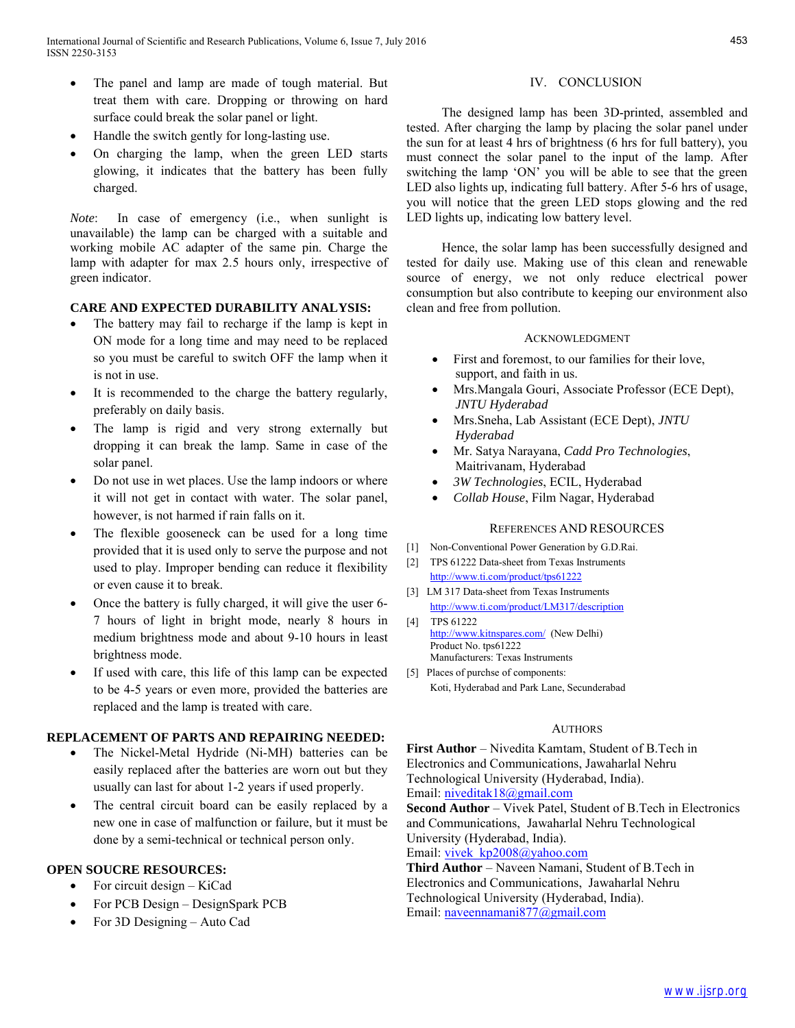- The panel and lamp are made of tough material. But treat them with care. Dropping or throwing on hard surface could break the solar panel or lighting.
- Handle the switch gently for long-lasting use.
- On charging the lamp, when the green LED starts glowing, it indicates that the battery has been fully charged.

*Note*: In case of emergency (i.e., when sunlight is unavailable) the lamp can be charged with a suitable and working mobile AC adapter of the same pin. Charge the lamp with adapter for max 2.5 hours only, irrespective of green indicator.

**CARE AND EXPECTED DURABILITY ANALYSIS:**

- The battery may fail to recharge if the lamp is kept in ON mode for a long time and may need to be replaced so you must be careful to switch OFF the lamp when it is not in use.
- It is recommended to the charge the battery regularly, preferably on daily basis.
- The lamp is rigid and very strong externally but dropping it can break the lamp. Same in case of the solar panel.
- Do not use in wet places. Use the lamp indoors or where it will not get in contact with water. The solar panel, however, is not harmed if rain falls on it.
- The flexible gooseneck can be used for a long time provided that it is used only to serve the purpose and not used to play. Improper bending can reduce it flexibility or even cause it to break.
- Once the battery is fully charged, it will give the user 6-7 hours of light in bright mode, nearly 8 hours in medium brightness mode and about 9-10 hours in least brightness mode.
- If used with care, this life of this lamp can be expected to be 4-5 years or even more, provided the batteries are replaced and the lamp is treated with care.

**REPLACEMENT OF PARTS AND REPAIRING NEEDED:**

- The Nickel-Metal Hydride (Ni-MH) batteries can be easily replaced after the batteries are worn out but they usually can last for about 1-2 years if used properly.
- The central circuit board can be easily replaced by a new one in case of malfunction or failure, but it must be done by a semi-technical or technical person only.

**OPEN SOUCRE RESOURCES:**

- For circuit design – KiCad
- For PCB Design – DesignSpark PCB
- For 3D Designing – Auto Cad

## IV. CONCLUSION

The designed lamp has been 3D-printed, assembled and tested. After charging the lamp by placing the solar panel under the sun for at least 4 hrs of brightness (6 hrs for full battery), you must connect the solar panel to the input of the lamp. After switching the lamp 'ON' you will be able to see that the green LED also lights up, indicating full battery. After 5-6 hrs of usage, you will notice that the green LED stops glowing and the red LED lights up, indicating low battery level.

Hence, the solar lamp has been successfully designed and tested for daily use. Making use of this clean and renewable source of energy, we not only reduce electrical power consumption but also contribute to keeping our environment also clean and free from pollution.

## ACKNOWLEDGMENT

- First and foremost, to our families for their love, support, and faith in us.
- Mrs.Mangala Gouri, Associate Professor (ECE Dept), *JNTU Hyderabad*
- Mrs.Sneha, Lab Assistant (ECE Dept), *JNTU Hyderabad*
- Mr. Satya Narayana, *Cadd Pro Technologies*, Maitrivanam, Hyderabad
- *3W Technologies*, ECIL, Hyderabad
- *Collab House*, Film Nagar, Hyderabad

## REFERENCES AND RESOURCES

[1] Non-Conventional Power Generation by G.D.Rai.

[2] TPS 61222 Data-sheet from Texas Instruments http://www.ti.com/product/tps61222

[3] LM 317 Data-sheet from Texas Instruments http://www.ti.com/product/LM317/description

[4] TPS 61222
http://www.kitnspares.com/ (New Delhi)
Product No. tps61222
Manufacturers: Texas Instruments

[5] Places of purchse of components:
Koti, Hyderabad and Park Lane, Secunderabad

## AUTHORS

**First Author** – Nivedita Kamtam, Student of B.Tech in Electronics and Communications, Jawaharlal Nehru Technological University (Hyderabad, India).
Email: niveditak18@gmail.com

**Second Author** – Vivek Patel, Student of B.Tech in Electronics and Communications, Jawaharlal Nehru Technological University (Hyderabad, India).
Email: vivek_kp2008@yahoo.com

**Third Author** – Naveen Namani, Student of B.Tech in Electronics and Communications, Jawaharlal Nehru Technological University (Hyderabad, India).
Email: naveennamani877@gmail.com